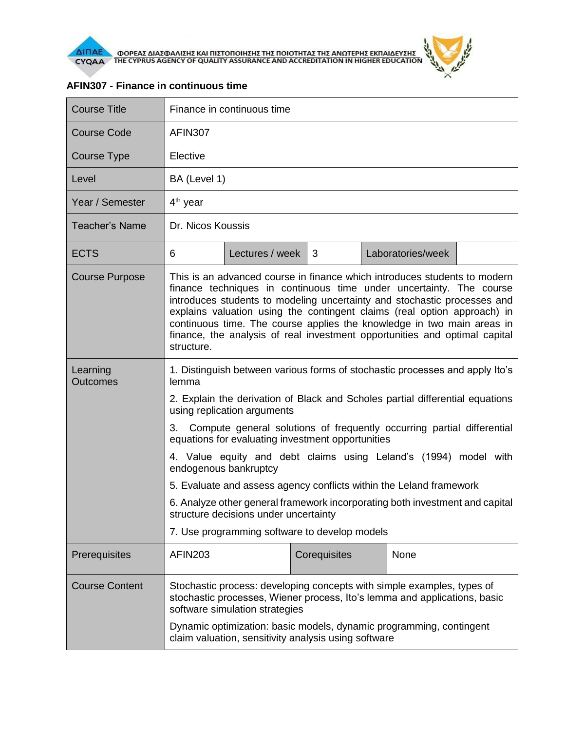ΦΟΡΕΑΣ ΔΙΑΣΦΑΛΙΣΗΣ ΚΑΙ ΠΙΣΤΟΠΟΙΗΣΗΣ ΤΗΣ ΠΟΙΟΤΗΤΑΣ ΤΗΣ ΑΝΩΤΕΡΗΣ ΕΚΠΑΙΔΕΥΣΗΣ
THE CYPRUS AGENCY OF QUALITY ASSURANCE AND ACCREDITATION IN HIGHER EDUCATION

**AFIN307 - Finance in continuous time**

| Course Title | Finance in continuous time | | | | |
|---|---|---|---|---|---|
| Course Code | AFIN307 | | | | |
| Course Type | Elective | | | | |
| Level | BA (Level 1) | | | | |
| Year / Semester | 4th year | | | | |
| Teacher's Name | Dr. Nicos Koussis | | | | |
| ECTS | 6 | Lectures / week | 3 | Laboratories/week | |
| Course Purpose | This is an advanced course in finance which introduces students to modern finance techniques in continuous time under uncertainty. The course introduces students to modeling uncertainty and stochastic processes and explains valuation using the contingent claims (real option approach) in continuous time. The course applies the knowledge in two main areas in finance, the analysis of real investment opportunities and optimal capital structure. | | | | |
| Learning Outcomes | 1. Distinguish between various forms of stochastic processes and apply Ito's lemma<br>2. Explain the derivation of Black and Scholes partial differential equations using replication arguments<br>3. Compute general solutions of frequently occurring partial differential equations for evaluating investment opportunities<br>4. Value equity and debt claims using Leland's (1994) model with endogenous bankruptcy<br>5. Evaluate and assess agency conflicts within the Leland framework<br>6. Analyze other general framework incorporating both investment and capital structure decisions under uncertainty<br>7. Use programming software to develop models | | | | |
| Prerequisites | AFIN203 | Corequisites | None | | |
| Course Content | Stochastic process: developing concepts with simple examples, types of stochastic processes, Wiener process, Ito's lemma and applications, basic software simulation strategies<br>Dynamic optimization: basic models, dynamic programming, contingent claim valuation, sensitivity analysis using software | | | | |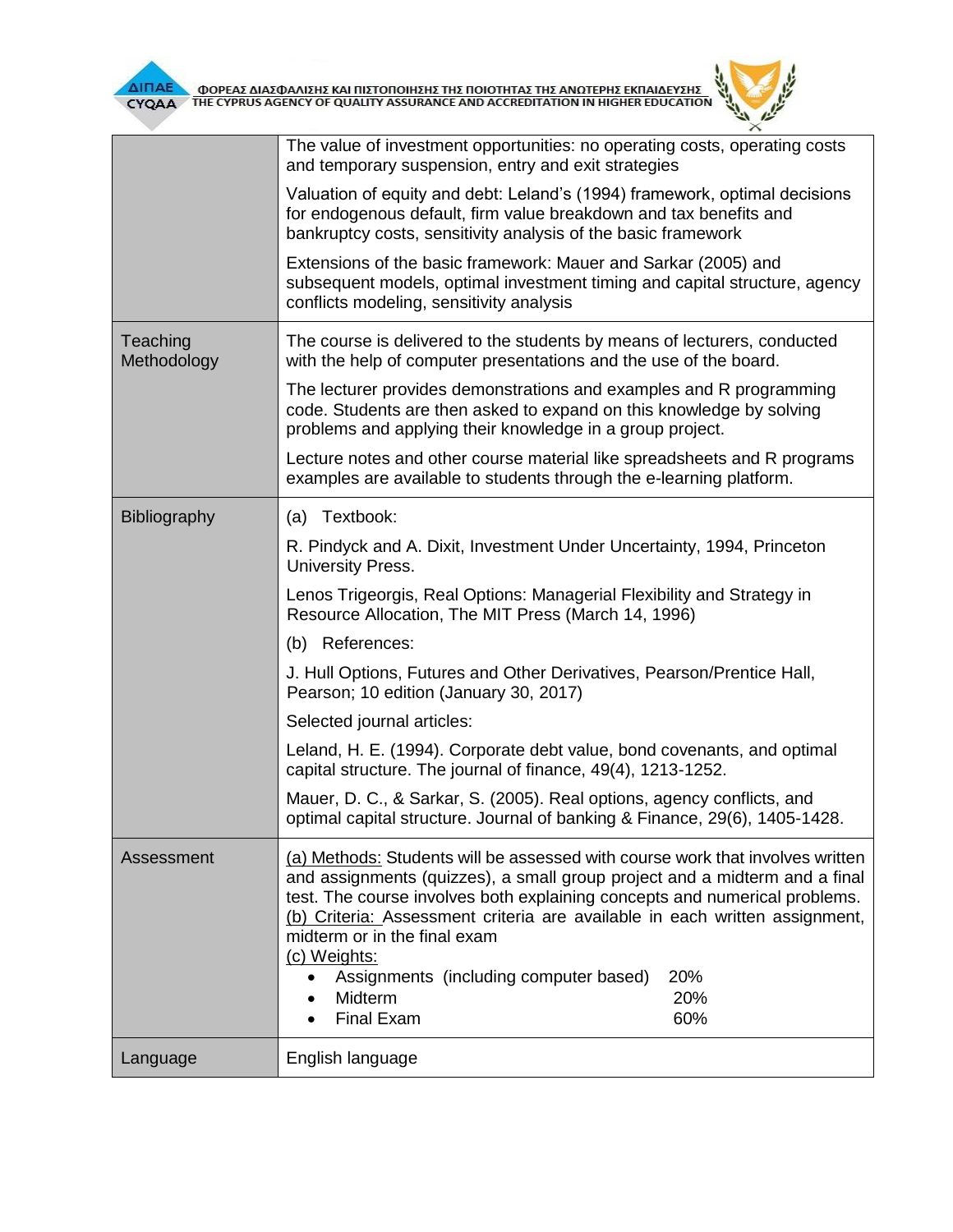| | |
|---|---|
| | The value of investment opportunities: no operating costs, operating costs and temporary suspension, entry and exit strategies<br><br>Valuation of equity and debt: Leland's (1994) framework, optimal decisions for endogenous default, firm value breakdown and tax benefits and bankruptcy costs, sensitivity analysis of the basic framework<br><br>Extensions of the basic framework: Mauer and Sarkar (2005) and subsequent models, optimal investment timing and capital structure, agency conflicts modeling, sensitivity analysis |
| Teaching Methodology | The course is delivered to the students by means of lecturers, conducted with the help of computer presentations and the use of the board.<br><br>The lecturer provides demonstrations and examples and R programming code. Students are then asked to expand on this knowledge by solving problems and applying their knowledge in a group project.<br><br>Lecture notes and other course material like spreadsheets and R programs examples are available to students through the e-learning platform. |
| Bibliography | (a) Textbook:<br><br>R. Pindyck and A. Dixit, Investment Under Uncertainty, 1994, Princeton University Press.<br><br>Lenos Trigeorgis, Real Options: Managerial Flexibility and Strategy in Resource Allocation, The MIT Press (March 14, 1996)<br><br>(b) References:<br><br>J. Hull Options, Futures and Other Derivatives, Pearson/Prentice Hall, Pearson; 10 edition (January 30, 2017)<br><br>Selected journal articles:<br><br>Leland, H. E. (1994). Corporate debt value, bond covenants, and optimal capital structure. The journal of finance, 49(4), 1213-1252.<br><br>Mauer, D. C., & Sarkar, S. (2005). Real options, agency conflicts, and optimal capital structure. Journal of banking & Finance, 29(6), 1405-1428. |
| Assessment | <u>(a) Methods:</u> Students will be assessed with course work that involves written and assignments (quizzes), a small group project and a midterm and a final test. The course involves both explaining concepts and numerical problems.<br><u>(b) Criteria:</u> Assessment criteria are available in each written assignment, midterm or in the final exam<br><u>(c) Weights:</u><br>• Assignments (including computer based) 20%<br>• Midterm 20%<br>• Final Exam 60% |
| Language | English language |